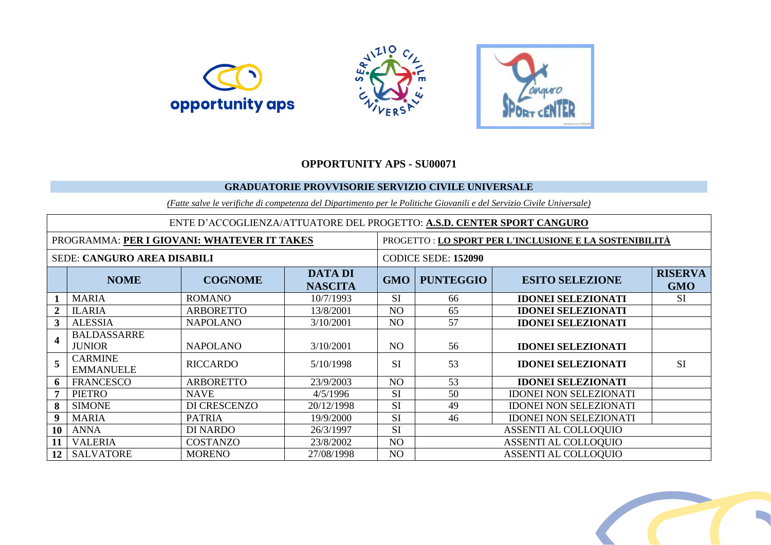**OPPORTUNITY APS - SU00071**

**GRADUATORIE PROVVISORIE SERVIZIO CIVILE UNIVERSALE**

*(Fatte salve le verifiche di competenza del Dipartimento per le Politiche Giovanili e del Servizio Civile Universale)*

ENTE D'ACCOGLIENZA/ATTUATORE DEL PROGETTO: **A.S.D. CENTER SPORT CANGURO**

PROGRAMMA: **PER I GIOVANI: WHATEVER IT TAKES**

PROGETTO : **LO SPORT PER L'INCLUSIONE E LA SOSTENIBILITÀ**

SEDE: **CANGURO AREA DISABILI**

CODICE SEDE: **152090**

| | NOME | COGNOME | DATA DI NASCITA | GMO | PUNTEGGIO | ESITO SELEZIONE | RISERVA GMO |
|---|---|---|---|---|---|---|---|
| **1** | MARIA | ROMANO | 10/7/1993 | SI | 66 | **IDONEI SELEZIONATI** | SI |
| **2** | ILARIA | ARBORETTO | 13/8/2001 | NO | 65 | **IDONEI SELEZIONATI** | |
| **3** | ALESSIA | NAPOLANO | 3/10/2001 | NO | 57 | **IDONEI SELEZIONATI** | |
| **4** | BALDASSARRE JUNIOR | NAPOLANO | 3/10/2001 | NO | 56 | **IDONEI SELEZIONATI** | |
| **5** | CARMINE EMMANUELE | RICCARDO | 5/10/1998 | SI | 53 | **IDONEI SELEZIONATI** | SI |
| **6** | FRANCESCO | ARBORETTO | 23/9/2003 | NO | 53 | **IDONEI SELEZIONATI** | |
| **7** | PIETRO | NAVE | 4/5/1996 | SI | 50 | IDONEI NON SELEZIONATI | |
| **8** | SIMONE | DI CRESCENZO | 20/12/1998 | SI | 49 | IDONEI NON SELEZIONATI | |
| **9** | MARIA | PATRIA | 19/9/2000 | SI | 46 | IDONEI NON SELEZIONATI | |
| **10** | ANNA | DI NARDO | 26/3/1997 | SI | ASSENTI AL COLLOQUIO | | |
| **11** | VALERIA | COSTANZO | 23/8/2002 | NO | ASSENTI AL COLLOQUIO | | |
| **12** | SALVATORE | MORENO | 27/08/1998 | NO | ASSENTI AL COLLOQUIO | | |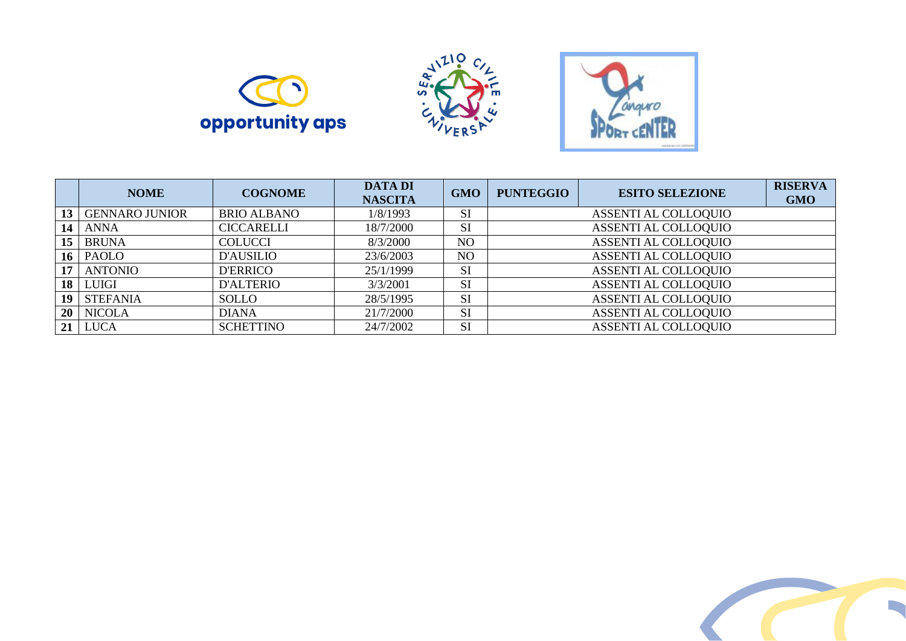| | NOME | COGNOME | DATA DI NASCITA | GMO | PUNTEGGIO | ESITO SELEZIONE | RISERVA GMO |
|---|---|---|---|---|---|---|---|
| 13 | GENNARO JUNIOR | BRIO ALBANO | 1/8/1993 | SI | ASSENTI AL COLLOQUIO | | |
| 14 | ANNA | CICCARELLI | 18/7/2000 | SI | ASSENTI AL COLLOQUIO | | |
| 15 | BRUNA | COLUCCI | 8/3/2000 | NO | ASSENTI AL COLLOQUIO | | |
| 16 | PAOLO | D'AUSILIO | 23/6/2003 | NO | ASSENTI AL COLLOQUIO | | |
| 17 | ANTONIO | D'ERRICO | 25/1/1999 | SI | ASSENTI AL COLLOQUIO | | |
| 18 | LUIGI | D'ALTERIO | 3/3/2001 | SI | ASSENTI AL COLLOQUIO | | |
| 19 | STEFANIA | SOLLO | 28/5/1995 | SI | ASSENTI AL COLLOQUIO | | |
| 20 | NICOLA | DIANA | 21/7/2000 | SI | ASSENTI AL COLLOQUIO | | |
| 21 | LUCA | SCHETTINO | 24/7/2002 | SI | ASSENTI AL COLLOQUIO | | |